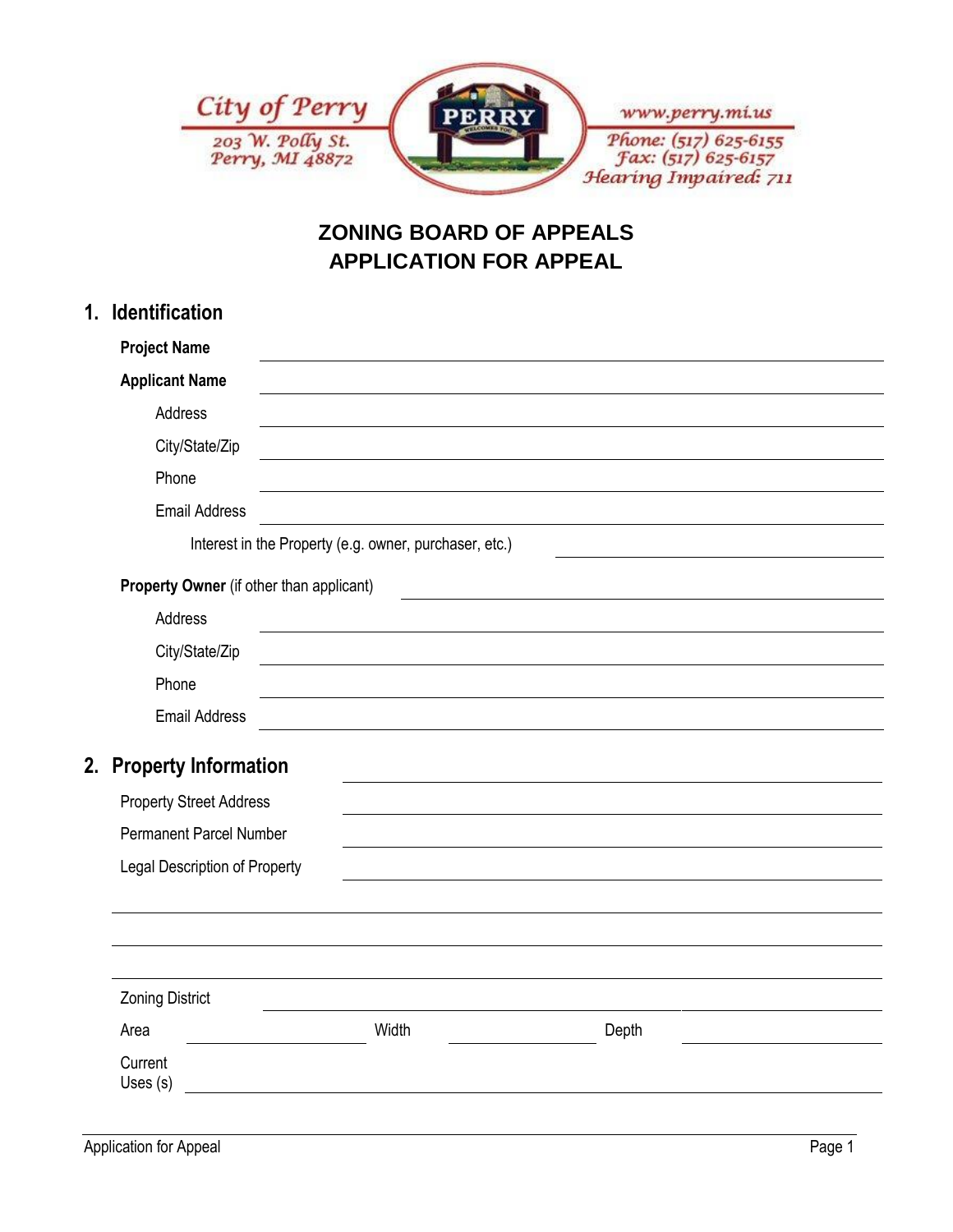City of Perry
203 W. Polly St.
Perry, MI 48872

www.perry.mi.us
Phone: (517) 625-6155
Fax: (517) 625-6157
Hearing Impaired: 711

# ZONING BOARD OF APPEALS
# APPLICATION FOR APPEAL

## 1. Identification

**Project Name** \_\_\_\_\_\_\_\_\_\_\_\_\_\_\_\_\_\_\_\_\_\_\_\_\_\_\_\_\_\_\_\_\_\_\_\_\_\_\_\_

**Applicant Name** \_\_\_\_\_\_\_\_\_\_\_\_\_\_\_\_\_\_\_\_\_\_\_\_\_\_\_\_\_\_\_\_\_\_\_\_\_\_\_\_

Address \_\_\_\_\_\_\_\_\_\_\_\_\_\_\_\_\_\_\_\_\_\_\_\_\_\_\_\_\_\_\_\_\_\_\_\_\_\_\_\_

City/State/Zip \_\_\_\_\_\_\_\_\_\_\_\_\_\_\_\_\_\_\_\_\_\_\_\_\_\_\_\_\_\_\_\_\_\_\_\_\_\_\_\_

Phone \_\_\_\_\_\_\_\_\_\_\_\_\_\_\_\_\_\_\_\_\_\_\_\_\_\_\_\_\_\_\_\_\_\_\_\_\_\_\_\_

Email Address \_\_\_\_\_\_\_\_\_\_\_\_\_\_\_\_\_\_\_\_\_\_\_\_\_\_\_\_\_\_\_\_\_\_\_\_\_\_\_\_

Interest in the Property (e.g. owner, purchaser, etc.) \_\_\_\_\_\_\_\_\_\_\_\_\_\_\_\_\_\_\_\_

**Property Owner** (if other than applicant) \_\_\_\_\_\_\_\_\_\_\_\_\_\_\_\_\_\_\_\_\_\_\_\_\_\_\_\_\_\_

Address \_\_\_\_\_\_\_\_\_\_\_\_\_\_\_\_\_\_\_\_\_\_\_\_\_\_\_\_\_\_\_\_\_\_\_\_\_\_\_\_

City/State/Zip \_\_\_\_\_\_\_\_\_\_\_\_\_\_\_\_\_\_\_\_\_\_\_\_\_\_\_\_\_\_\_\_\_\_\_\_\_\_\_\_

Phone \_\_\_\_\_\_\_\_\_\_\_\_\_\_\_\_\_\_\_\_\_\_\_\_\_\_\_\_\_\_\_\_\_\_\_\_\_\_\_\_

Email Address \_\_\_\_\_\_\_\_\_\_\_\_\_\_\_\_\_\_\_\_\_\_\_\_\_\_\_\_\_\_\_\_\_\_\_\_\_\_\_\_

## 2. Property Information

Property Street Address \_\_\_\_\_\_\_\_\_\_\_\_\_\_\_\_\_\_\_\_\_\_\_\_\_\_\_\_\_\_\_\_\_\_\_\_\_\_\_\_

Permanent Parcel Number \_\_\_\_\_\_\_\_\_\_\_\_\_\_\_\_\_\_\_\_\_\_\_\_\_\_\_\_\_\_\_\_\_\_\_\_\_\_\_\_

Legal Description of Property \_\_\_\_\_\_\_\_\_\_\_\_\_\_\_\_\_\_\_\_\_\_\_\_\_\_\_\_\_\_\_\_\_\_\_\_\_\_\_\_

\_\_\_\_\_\_\_\_\_\_\_\_\_\_\_\_\_\_\_\_\_\_\_\_\_\_\_\_\_\_\_\_\_\_\_\_\_\_\_\_\_\_\_\_\_\_\_\_\_\_\_\_\_\_\_\_\_\_\_\_

\_\_\_\_\_\_\_\_\_\_\_\_\_\_\_\_\_\_\_\_\_\_\_\_\_\_\_\_\_\_\_\_\_\_\_\_\_\_\_\_\_\_\_\_\_\_\_\_\_\_\_\_\_\_\_\_\_\_\_\_

\_\_\_\_\_\_\_\_\_\_\_\_\_\_\_\_\_\_\_\_\_\_\_\_\_\_\_\_\_\_\_\_\_\_\_\_\_\_\_\_\_\_\_\_\_\_\_\_\_\_\_\_\_\_\_\_\_\_\_\_

Zoning District \_\_\_\_\_\_\_\_\_\_\_\_\_\_\_\_\_\_\_\_\_\_\_\_\_\_\_\_\_\_\_\_\_\_\_\_\_\_\_\_

Area \_\_\_\_\_\_\_\_\_\_\_\_\_\_\_\_ Width \_\_\_\_\_\_\_\_\_\_\_\_\_\_\_\_ Depth \_\_\_\_\_\_\_\_\_\_\_\_\_\_\_\_

Current Uses (s) \_\_\_\_\_\_\_\_\_\_\_\_\_\_\_\_\_\_\_\_\_\_\_\_\_\_\_\_\_\_\_\_\_\_\_\_\_\_\_\_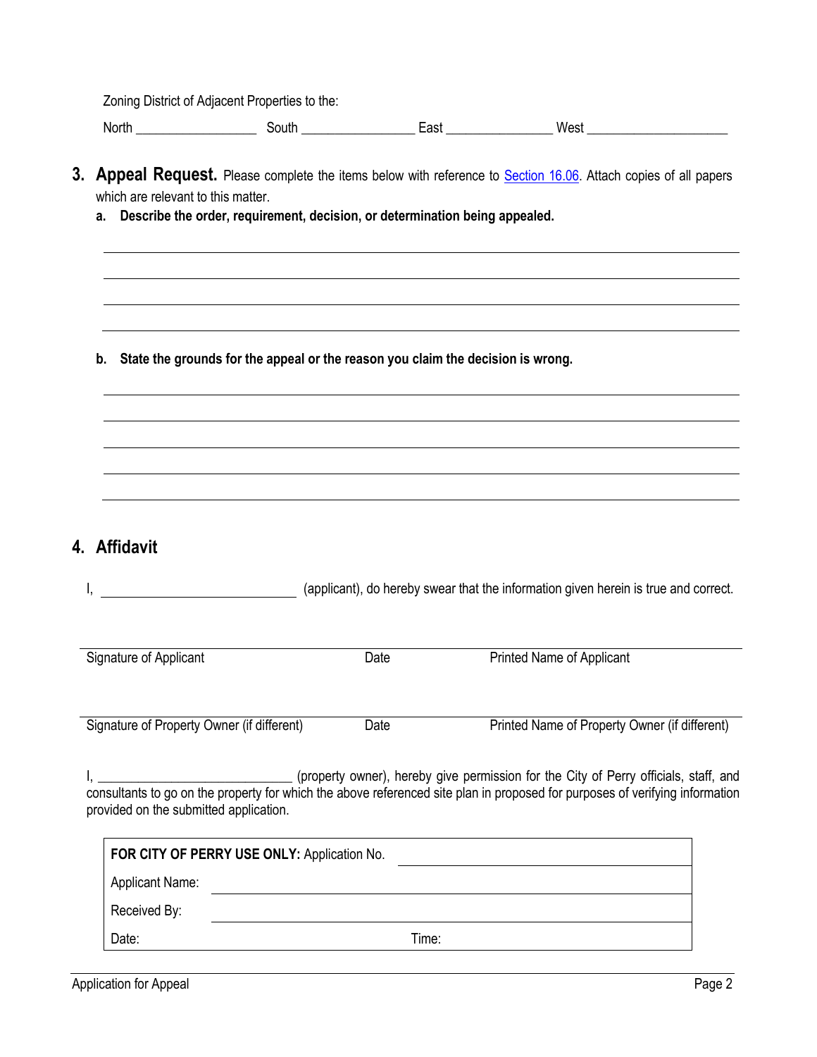Zoning District of Adjacent Properties to the:

North __________________ South _________________ East ________________ West ______________________

## 3. Appeal Request.

Please complete the items below with reference to [Section 16.06](). Attach copies of all papers which are relevant to this matter.

**a. Describe the order, requirement, decision, or determination being appealed.**

______________________________________________________________________________

______________________________________________________________________________

______________________________________________________________________________

______________________________________________________________________________

**b. State the grounds for the appeal or the reason you claim the decision is wrong.**

______________________________________________________________________________

______________________________________________________________________________

______________________________________________________________________________

______________________________________________________________________________

______________________________________________________________________________

## 4. Affidavit

I, ______________________________ (applicant), do hereby swear that the information given herein is true and correct.

| Signature of Applicant | Date | Printed Name of Applicant |
|---|---|---|
| Signature of Property Owner (if different) | Date | Printed Name of Property Owner (if different) |

I, ______________________________ (property owner), hereby give permission for the City of Perry officials, staff, and consultants to go on the property for which the above referenced site plan in proposed for purposes of verifying information provided on the submitted application.

| | |
|---|---|
| **FOR CITY OF PERRY USE ONLY:** Application No. | |
| Applicant Name: | |
| Received By: | |
| Date: | Time: |